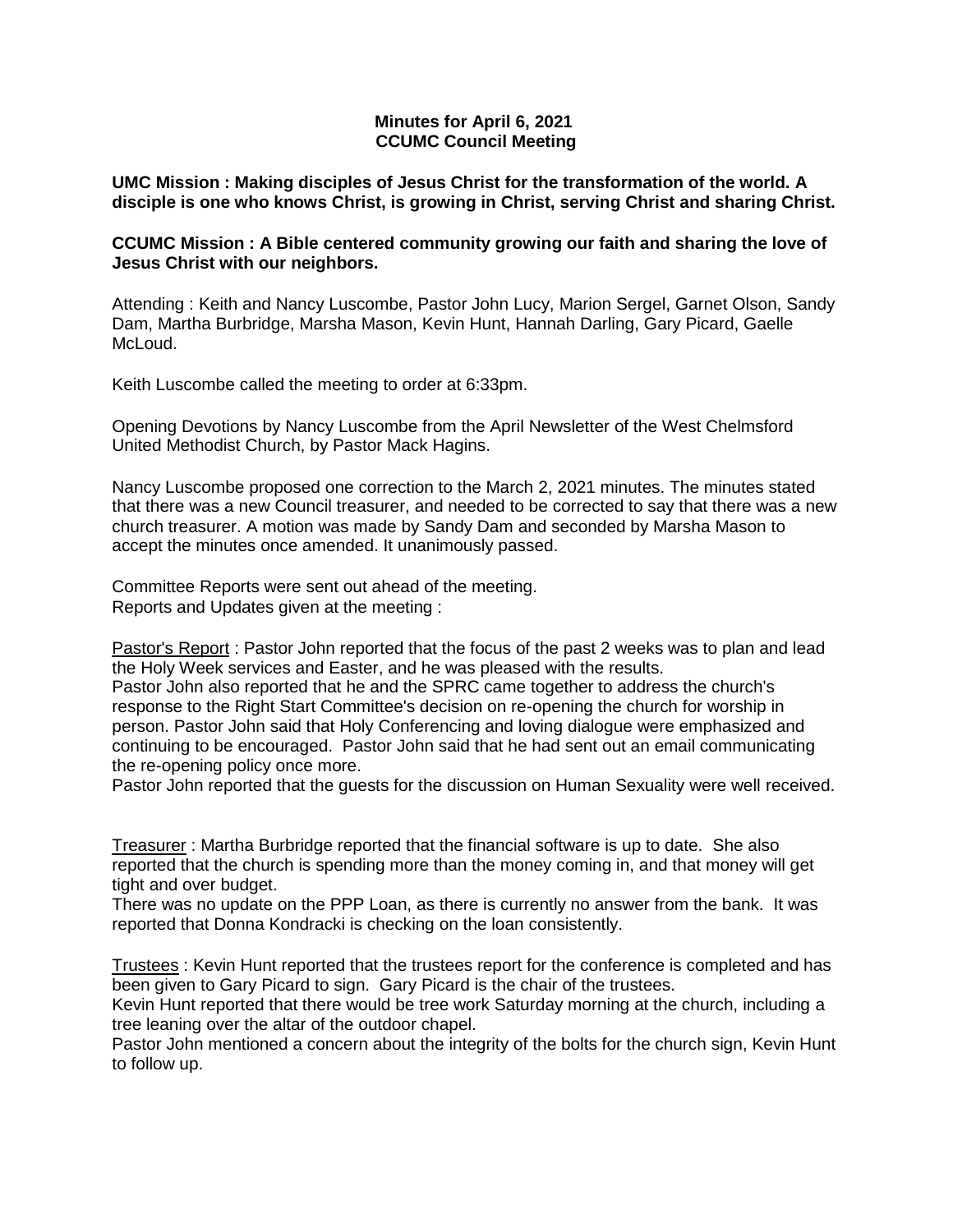# Minutes for April 6, 2021
## CCUMC Council Meeting

**UMC Mission : Making disciples of Jesus Christ for the transformation of the world. A disciple is one who knows Christ, is growing in Christ, serving Christ and sharing Christ.**

**CCUMC Mission : A Bible centered community growing our faith and sharing the love of Jesus Christ with our neighbors.**

Attending : Keith and Nancy Luscombe, Pastor John Lucy, Marion Sergel, Garnet Olson, Sandy Dam, Martha Burbridge, Marsha Mason, Kevin Hunt, Hannah Darling, Gary Picard, Gaelle McLoud.

Keith Luscombe called the meeting to order at 6:33pm.

Opening Devotions by Nancy Luscombe from the April Newsletter of the West Chelmsford United Methodist Church, by Pastor Mack Hagins.

Nancy Luscombe proposed one correction to the March 2, 2021 minutes. The minutes stated that there was a new Council treasurer, and needed to be corrected to say that there was a new church treasurer. A motion was made by Sandy Dam and seconded by Marsha Mason to accept the minutes once amended. It unanimously passed.

Committee Reports were sent out ahead of the meeting.
Reports and Updates given at the meeting :

Pastor's Report : Pastor John reported that the focus of the past 2 weeks was to plan and lead the Holy Week services and Easter, and he was pleased with the results.
Pastor John also reported that he and the SPRC came together to address the church's response to the Right Start Committee's decision on re-opening the church for worship in person. Pastor John said that Holy Conferencing and loving dialogue were emphasized and continuing to be encouraged. Pastor John said that he had sent out an email communicating the re-opening policy once more.
Pastor John reported that the guests for the discussion on Human Sexuality were well received.

Treasurer : Martha Burbridge reported that the financial software is up to date. She also reported that the church is spending more than the money coming in, and that money will get tight and over budget.
There was no update on the PPP Loan, as there is currently no answer from the bank. It was reported that Donna Kondracki is checking on the loan consistently.

Trustees : Kevin Hunt reported that the trustees report for the conference is completed and has been given to Gary Picard to sign. Gary Picard is the chair of the trustees.
Kevin Hunt reported that there would be tree work Saturday morning at the church, including a tree leaning over the altar of the outdoor chapel.
Pastor John mentioned a concern about the integrity of the bolts for the church sign, Kevin Hunt to follow up.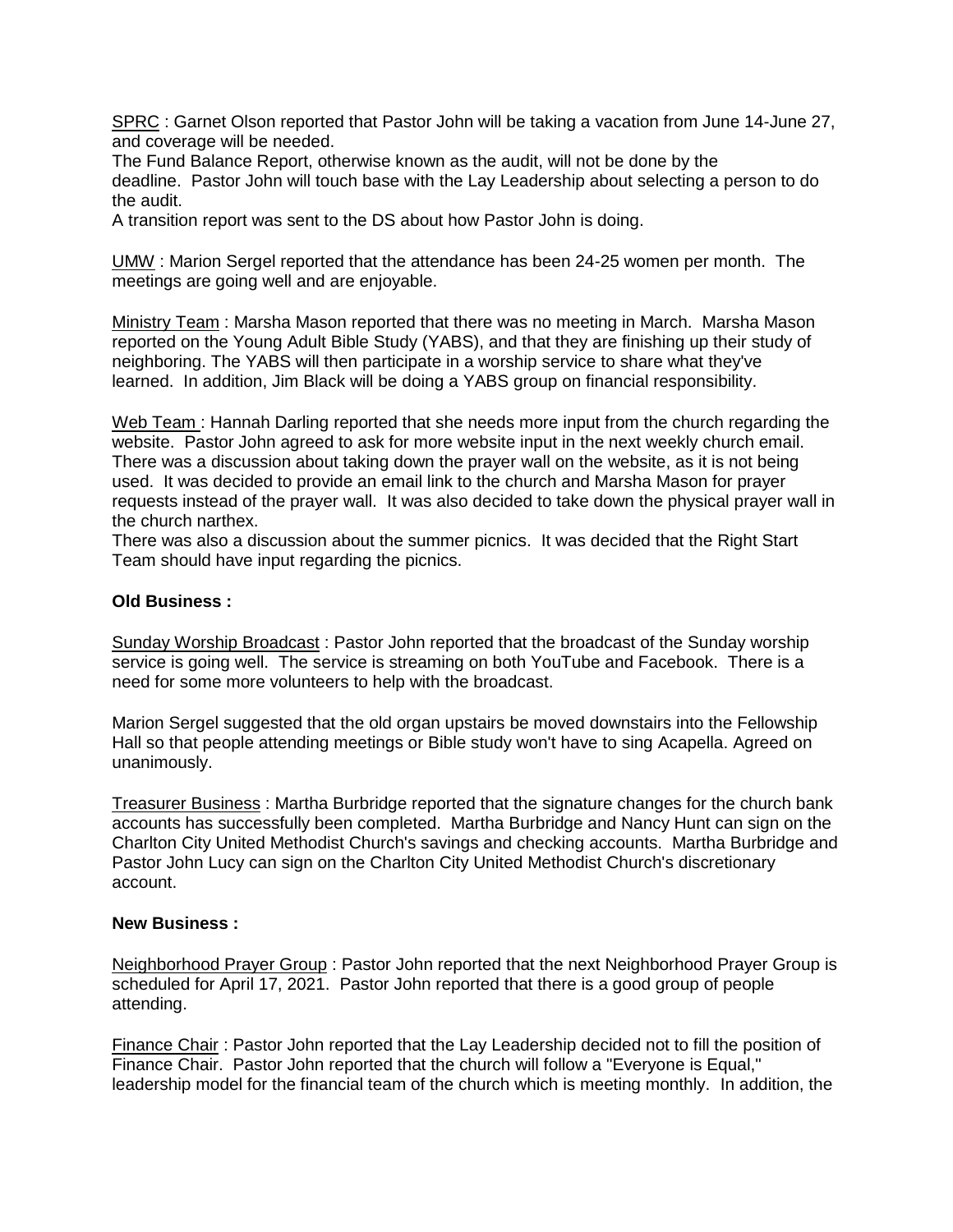SPRC : Garnet Olson reported that Pastor John will be taking a vacation from June 14-June 27, and coverage will be needed.

The Fund Balance Report, otherwise known as the audit, will not be done by the deadline. Pastor John will touch base with the Lay Leadership about selecting a person to do the audit.

A transition report was sent to the DS about how Pastor John is doing.

UMW : Marion Sergel reported that the attendance has been 24-25 women per month. The meetings are going well and are enjoyable.

Ministry Team : Marsha Mason reported that there was no meeting in March. Marsha Mason reported on the Young Adult Bible Study (YABS), and that they are finishing up their study of neighboring. The YABS will then participate in a worship service to share what they've learned. In addition, Jim Black will be doing a YABS group on financial responsibility.

Web Team : Hannah Darling reported that she needs more input from the church regarding the website. Pastor John agreed to ask for more website input in the next weekly church email. There was a discussion about taking down the prayer wall on the website, as it is not being used. It was decided to provide an email link to the church and Marsha Mason for prayer requests instead of the prayer wall. It was also decided to take down the physical prayer wall in the church narthex.

There was also a discussion about the summer picnics. It was decided that the Right Start Team should have input regarding the picnics.

**Old Business :**

Sunday Worship Broadcast : Pastor John reported that the broadcast of the Sunday worship service is going well. The service is streaming on both YouTube and Facebook. There is a need for some more volunteers to help with the broadcast.

Marion Sergel suggested that the old organ upstairs be moved downstairs into the Fellowship Hall so that people attending meetings or Bible study won't have to sing Acapella. Agreed on unanimously.

Treasurer Business : Martha Burbridge reported that the signature changes for the church bank accounts has successfully been completed. Martha Burbridge and Nancy Hunt can sign on the Charlton City United Methodist Church's savings and checking accounts. Martha Burbridge and Pastor John Lucy can sign on the Charlton City United Methodist Church's discretionary account.

**New Business :**

Neighborhood Prayer Group : Pastor John reported that the next Neighborhood Prayer Group is scheduled for April 17, 2021. Pastor John reported that there is a good group of people attending.

Finance Chair : Pastor John reported that the Lay Leadership decided not to fill the position of Finance Chair. Pastor John reported that the church will follow a "Everyone is Equal," leadership model for the financial team of the church which is meeting monthly. In addition, the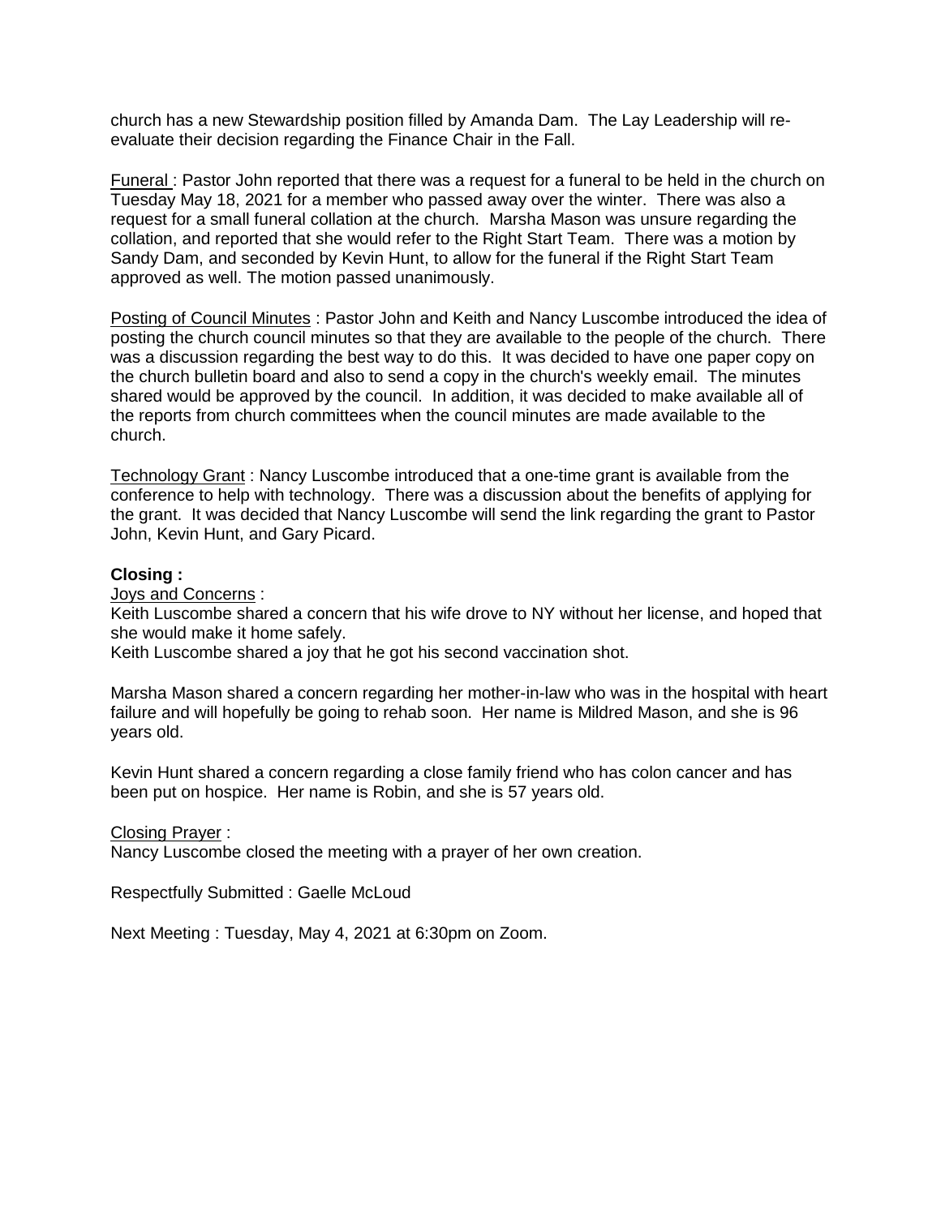church has a new Stewardship position filled by Amanda Dam. The Lay Leadership will re-evaluate their decision regarding the Finance Chair in the Fall.

Funeral : Pastor John reported that there was a request for a funeral to be held in the church on Tuesday May 18, 2021 for a member who passed away over the winter. There was also a request for a small funeral collation at the church. Marsha Mason was unsure regarding the collation, and reported that she would refer to the Right Start Team. There was a motion by Sandy Dam, and seconded by Kevin Hunt, to allow for the funeral if the Right Start Team approved as well. The motion passed unanimously.

Posting of Council Minutes : Pastor John and Keith and Nancy Luscombe introduced the idea of posting the church council minutes so that they are available to the people of the church. There was a discussion regarding the best way to do this. It was decided to have one paper copy on the church bulletin board and also to send a copy in the church's weekly email. The minutes shared would be approved by the council. In addition, it was decided to make available all of the reports from church committees when the council minutes are made available to the church.

Technology Grant : Nancy Luscombe introduced that a one-time grant is available from the conference to help with technology. There was a discussion about the benefits of applying for the grant. It was decided that Nancy Luscombe will send the link regarding the grant to Pastor John, Kevin Hunt, and Gary Picard.

**Closing :**

Joys and Concerns :
Keith Luscombe shared a concern that his wife drove to NY without her license, and hoped that she would make it home safely.
Keith Luscombe shared a joy that he got his second vaccination shot.

Marsha Mason shared a concern regarding her mother-in-law who was in the hospital with heart failure and will hopefully be going to rehab soon. Her name is Mildred Mason, and she is 96 years old.

Kevin Hunt shared a concern regarding a close family friend who has colon cancer and has been put on hospice. Her name is Robin, and she is 57 years old.

Closing Prayer :
Nancy Luscombe closed the meeting with a prayer of her own creation.

Respectfully Submitted : Gaelle McLoud

Next Meeting : Tuesday, May 4, 2021 at 6:30pm on Zoom.